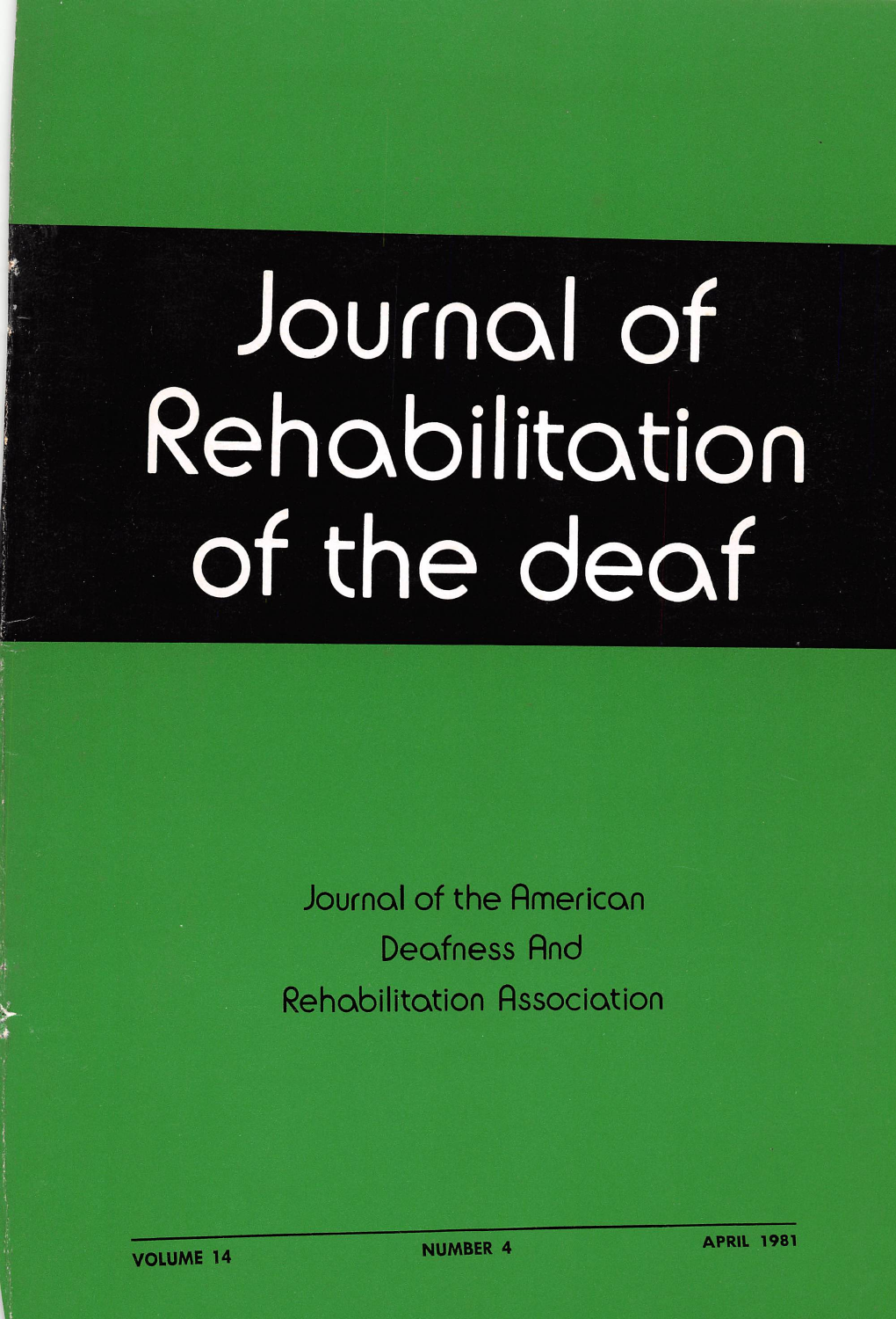# Journal of Rehabilitation of the deaf

Journal of the American Deafness And Rehabilitation Association

VOLUME 14 NUMBER 4 APRIL 1981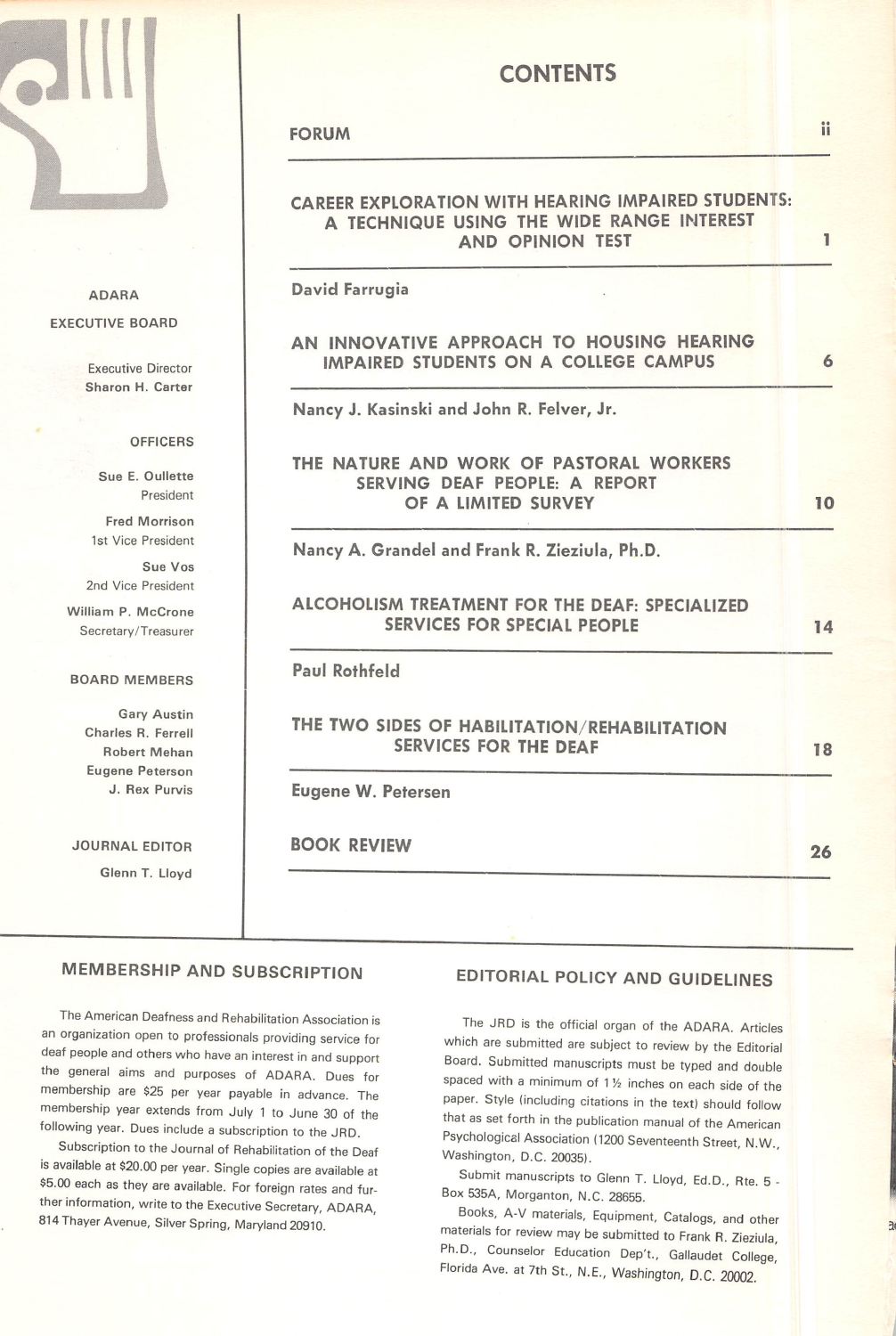ADARA

EXECUTIVE BOARD

Executive Director
Sharon H. Carter

OFFICERS

Sue E. Oullette
President

Fred Morrison
1st Vice President

Sue Vos
2nd Vice President

William P. McCrone
Secretary/Treasurer

BOARD MEMBERS

Gary Austin
Charles R. Ferrell
Robert Mehan
Eugene Peterson
J. Rex Purvis

JOURNAL EDITOR

Glenn T. Lloyd

# CONTENTS

**FORUM** ii

**CAREER EXPLORATION WITH HEARING IMPAIRED STUDENTS: A TECHNIQUE USING THE WIDE RANGE INTEREST AND OPINION TEST** 1

**David Farrugia**

**AN INNOVATIVE APPROACH TO HOUSING HEARING IMPAIRED STUDENTS ON A COLLEGE CAMPUS** 6

**Nancy J. Kasinski and John R. Felver, Jr.**

**THE NATURE AND WORK OF PASTORAL WORKERS SERVING DEAF PEOPLE: A REPORT OF A LIMITED SURVEY** 10

**Nancy A. Grandel and Frank R. Zieziula, Ph.D.**

**ALCOHOLISM TREATMENT FOR THE DEAF: SPECIALIZED SERVICES FOR SPECIAL PEOPLE** 14

**Paul Rothfeld**

**THE TWO SIDES OF HABILITATION/REHABILITATION SERVICES FOR THE DEAF** 18

**Eugene W. Petersen**

**BOOK REVIEW** 26

## MEMBERSHIP AND SUBSCRIPTION

The American Deafness and Rehabilitation Association is an organization open to professionals providing service for deaf people and others who have an interest in and support the general aims and purposes of ADARA. Dues for membership are $25 per year payable in advance. The membership year extends from July 1 to June 30 of the following year. Dues include a subscription to the JRD.

Subscription to the Journal of Rehabilitation of the Deaf is available at $20.00 per year. Single copies are available at $5.00 each as they are available. For foreign rates and further information, write to the Executive Secretary, ADARA, 814 Thayer Avenue, Silver Spring, Maryland 20910.

## EDITORIAL POLICY AND GUIDELINES

The JRD is the official organ of the ADARA. Articles which are submitted are subject to review by the Editorial Board. Submitted manuscripts must be typed and double spaced with a minimum of 1½ inches on each side of the paper. Style (including citations in the text) should follow that as set forth in the publication manual of the American Psychological Association (1200 Seventeenth Street, N.W., Washington, D.C. 20035).

Submit manuscripts to Glenn T. Lloyd, Ed.D., Rte. 5 - Box 535A, Morganton, N.C. 28655.

Books, A-V materials, Equipment, Catalogs, and other materials for review may be submitted to Frank R. Zieziula, Ph.D., Counselor Education Dep't., Gallaudet College, Florida Ave. at 7th St., N.E., Washington, D.C. 20002.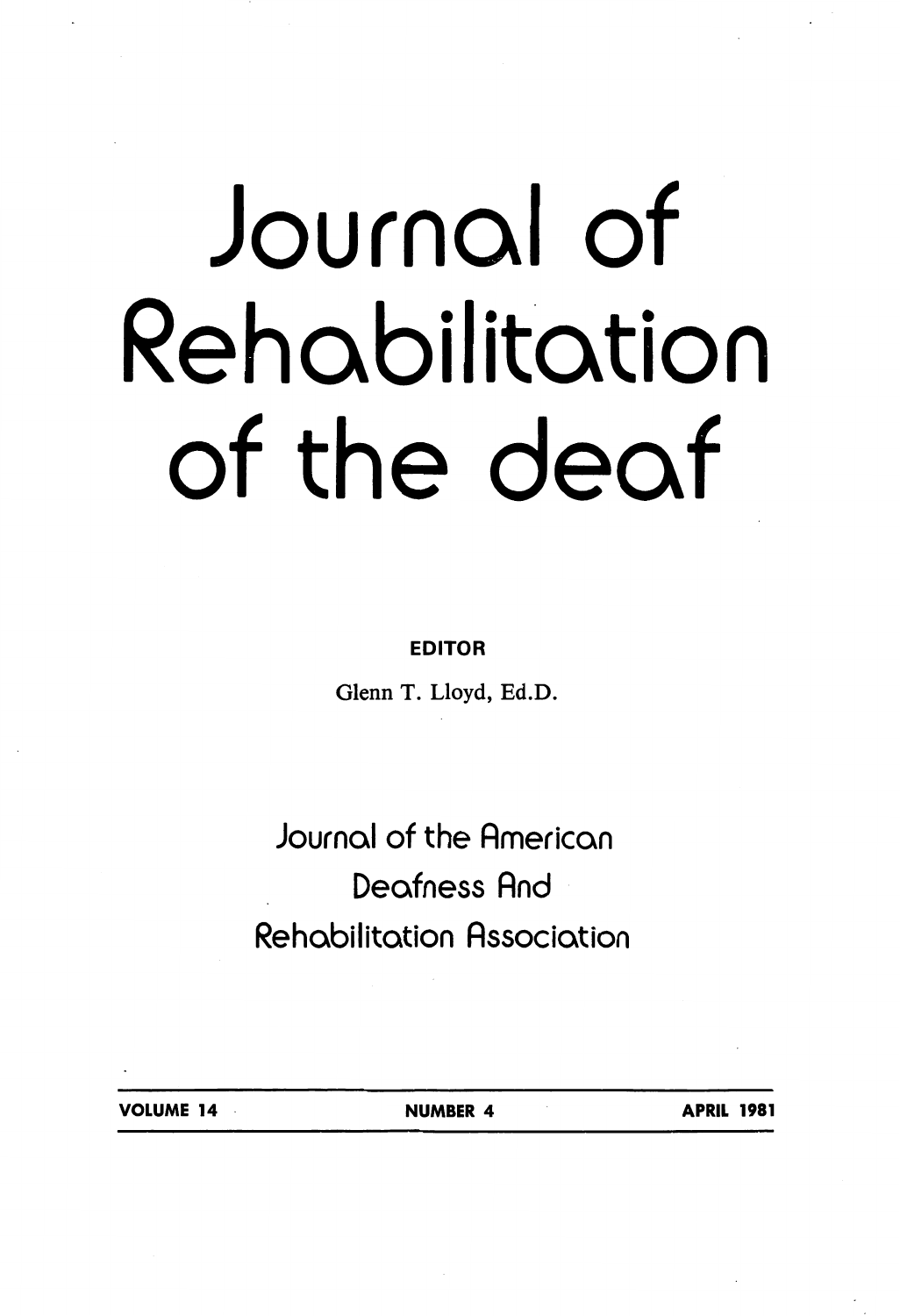# Journal of Rehabilitation of the deaf

**EDITOR**

Glenn T. Lloyd, Ed.D.

Journal of the American Deafness And Rehabilitation Association

VOLUME 14 NUMBER 4 APRIL 1981